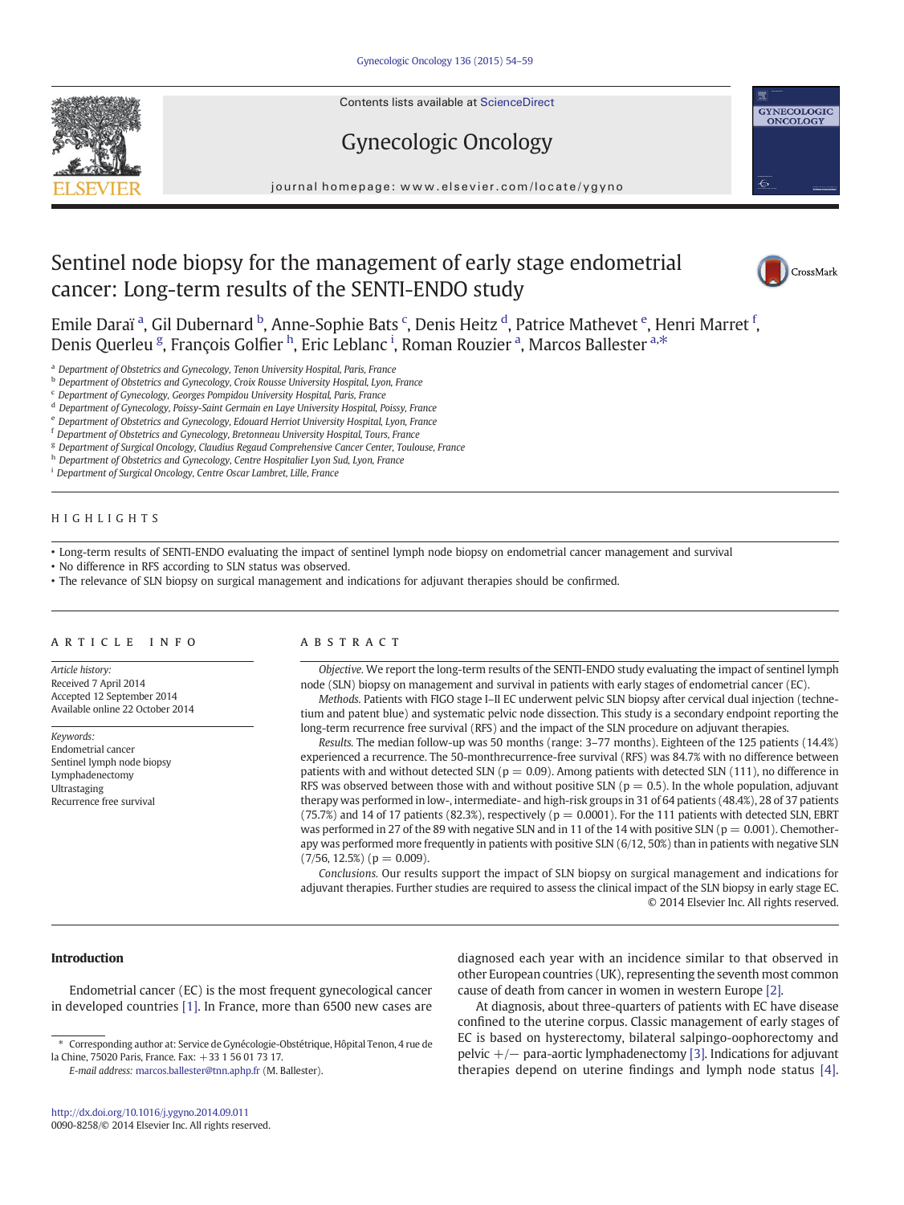# Sentinel node biopsy for the management of early stage endometrial cancer: Long-term results of the SENTI-ENDO study

Emile Daraï [a], Gil Dubernard [b], Anne-Sophie Bats [c], Denis Heitz [d], Patrice Mathevet [e], Henri Marret [f], Denis Querleu [g], François Golfier [h], Eric Leblanc [i], Roman Rouzier [a], Marcos Ballester [a,*]

[a] Department of Obstetrics and Gynecology, Tenon University Hospital, Paris, France
[b] Department of Obstetrics and Gynecology, Croix Rousse University Hospital, Lyon, France
[c] Department of Gynecology, Georges Pompidou University Hospital, Paris, France
[d] Department of Gynecology, Poissy-Saint Germain en Laye University Hospital, Poissy, France
[e] Department of Obstetrics and Gynecology, Edouard Herriot University Hospital, Lyon, France
[f] Department of Obstetrics and Gynecology, Bretonneau University Hospital, Tours, France
[g] Department of Surgical Oncology, Claudius Regaud Comprehensive Cancer Center, Toulouse, France
[h] Department of Obstetrics and Gynecology, Centre Hospitalier Lyon Sud, Lyon, France
[i] Department of Surgical Oncology, Centre Oscar Lambret, Lille, France

## HIGHLIGHTS

- Long-term results of SENTI-ENDO evaluating the impact of sentinel lymph node biopsy on endometrial cancer management and survival
- No difference in RFS according to SLN status was observed.
- The relevance of SLN biopsy on surgical management and indications for adjuvant therapies should be confirmed.

## ARTICLE INFO

*Article history:*
Received 7 April 2014
Accepted 12 September 2014
Available online 22 October 2014

*Keywords:*
Endometrial cancer
Sentinel lymph node biopsy
Lymphadenectomy
Ultrastaging
Recurrence free survival

## ABSTRACT

*Objective.* We report the long-term results of the SENTI-ENDO study evaluating the impact of sentinel lymph node (SLN) biopsy on management and survival in patients with early stages of endometrial cancer (EC).

*Methods.* Patients with FIGO stage I–II EC underwent pelvic SLN biopsy after cervical dual injection (technetium and patent blue) and systematic pelvic node dissection. This study is a secondary endpoint reporting the long-term recurrence free survival (RFS) and the impact of the SLN procedure on adjuvant therapies.

*Results.* The median follow-up was 50 months (range: 3–77 months). Eighteen of the 125 patients (14.4%) experienced a recurrence. The 50-monthrecurrence-free survival (RFS) was 84.7% with no difference between patients with and without detected SLN ($p = 0.09$). Among patients with detected SLN (111), no difference in RFS was observed between those with and without positive SLN ($p = 0.5$). In the whole population, adjuvant therapy was performed in low-, intermediate- and high-risk groups in 31 of 64 patients (48.4%), 28 of 37 patients (75.7%) and 14 of 17 patients (82.3%), respectively ($p = 0.0001$). For the 111 patients with detected SLN, EBRT was performed in 27 of the 89 with negative SLN and in 11 of the 14 with positive SLN ($p = 0.001$). Chemotherapy was performed more frequently in patients with positive SLN (6/12, 50%) than in patients with negative SLN (7/56, 12.5%) ($p = 0.009$).

*Conclusions.* Our results support the impact of SLN biopsy on surgical management and indications for adjuvant therapies. Further studies are required to assess the clinical impact of the SLN biopsy in early stage EC.

© 2014 Elsevier Inc. All rights reserved.

## Introduction

Endometrial cancer (EC) is the most frequent gynecological cancer in developed countries [1]. In France, more than 6500 new cases are diagnosed each year with an incidence similar to that observed in other European countries (UK), representing the seventh most common cause of death from cancer in women in western Europe [2].

At diagnosis, about three-quarters of patients with EC have disease confined to the uterine corpus. Classic management of early stages of EC is based on hysterectomy, bilateral salpingo-oophorectomy and pelvic +/− para-aortic lymphadenectomy [3]. Indications for adjuvant therapies depend on uterine findings and lymph node status [4].

* Corresponding author at: Service de Gynécologie-Obstétrique, Hôpital Tenon, 4 rue de la Chine, 75020 Paris, France. Fax: +33 1 56 01 73 17.
*E-mail address:* marcos.ballester@tnn.aphp.fr (M. Ballester).

http://dx.doi.org/10.1016/j.ygyno.2014.09.011
0090-8258/© 2014 Elsevier Inc. All rights reserved.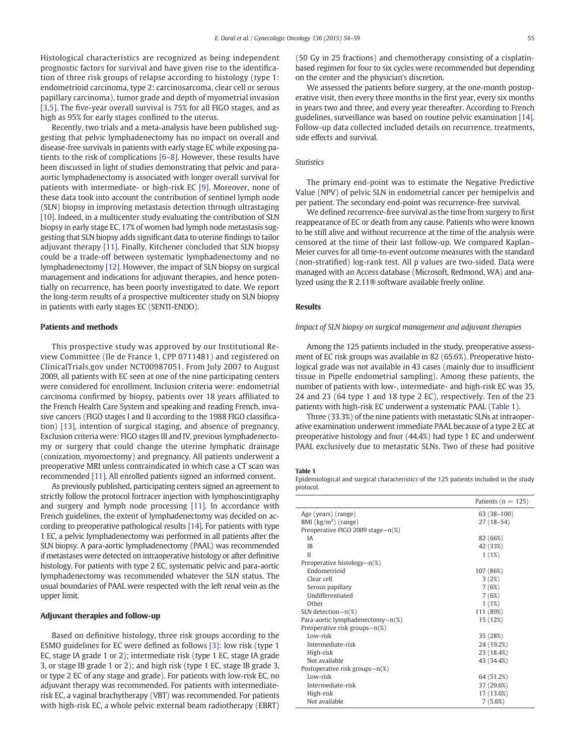Histological characteristics are recognized as being independent prognostic factors for survival and have given rise to the identification of three risk groups of relapse according to histology (type 1: endometrioid carcinoma, type 2: carcinosarcoma, clear cell or serous papillary carcinoma), tumor grade and depth of myometrial invasion [3,5]. The five-year overall survival is 75% for all FIGO stages, and as high as 95% for early stages confined to the uterus.

Recently, two trials and a meta-analysis have been published suggesting that pelvic lymphadenectomy has no impact on overall and disease-free survivals in patients with early stage EC while exposing patients to the risk of complications [6–8]. However, these results have been discussed in light of studies demonstrating that pelvic and para-aortic lymphadenectomy is associated with longer overall survival for patients with intermediate- or high-risk EC [9]. Moreover, none of these data took into account the contribution of sentinel lymph node (SLN) biopsy in improving metastasis detection through ultrastaging [10]. Indeed, in a multicenter study evaluating the contribution of SLN biopsy in early stage EC, 17% of women had lymph node metastasis suggesting that SLN biopsy adds significant data to uterine findings to tailor adjuvant therapy [11]. Finally, Kitchener concluded that SLN biopsy could be a trade-off between systematic lymphadenectomy and no lymphadenectomy [12]. However, the impact of SLN biopsy on surgical management and indications for adjuvant therapies, and hence potentially on recurrence, has been poorly investigated to date. We report the long-term results of a prospective multicenter study on SLN biopsy in patients with early stages EC (SENTI-ENDO).

## Patients and methods

This prospective study was approved by our Institutional Review Committee (Ile de France 1, CPP 0711481) and registered on ClinicalTrials.gov under NCT00987051. From July 2007 to August 2009, all patients with EC seen at one of the nine participating centers were considered for enrollment. Inclusion criteria were: endometrial carcinoma confirmed by biopsy, patients over 18 years affiliated to the French Health Care System and speaking and reading French, invasive cancers (FIGO stages I and II according to the 1988 FIGO classification) [13], intention of surgical staging, and absence of pregnancy. Exclusion criteria were: FIGO stages III and IV, previous lymphadenectomy or surgery that could change the uterine lymphatic drainage (conization, myomectomy) and pregnancy. All patients underwent a preoperative MRI unless contraindicated in which case a CT scan was recommended [11]. All enrolled patients signed an informed consent.

As previously published, participating centers signed an agreement to strictly follow the protocol fortracer injection with lymphoscintigraphy and surgery and lymph node processing [11]. In accordance with French guidelines, the extent of lymphadenectomy was decided on according to preoperative pathological results [14]. For patients with type 1 EC, a pelvic lymphadenectomy was performed in all patients after the SLN biopsy. A para-aortic lymphadenectomy (PAAL) was recommended if metastases were detected on intraoperative histology or after definitive histology. For patients with type 2 EC, systematic pelvic and para-aortic lymphadenectomy was recommended whatever the SLN status. The usual boundaries of PAAL were respected with the left renal vein as the upper limit.

## Adjuvant therapies and follow-up

Based on definitive histology, three risk groups according to the ESMO guidelines for EC were defined as follows [3]: low risk (type 1 EC, stage IA grade 1 or 2); intermediate risk (type 1 EC, stage IA grade 3, or stage IB grade 1 or 2); and high risk (type 1 EC, stage IB grade 3, or type 2 EC of any stage and grade). For patients with low-risk EC, no adjuvant therapy was recommended. For patients with intermediate-risk EC, a vaginal brachytherapy (VBT) was recommended. For patients with high-risk EC, a whole pelvic external beam radiotherapy (EBRT) (50 Gy in 25 fractions) and chemotherapy consisting of a cisplatin-based regimen for four to six cycles were recommended but depending on the center and the physician's discretion.

We assessed the patients before surgery, at the one-month postoperative visit, then every three months in the first year, every six months in years two and three, and every year thereafter. According to French guidelines, surveillance was based on routine pelvic examination [14]. Follow-up data collected included details on recurrence, treatments, side effects and survival.

### *Statistics*

The primary end-point was to estimate the Negative Predictive Value (NPV) of pelvic SLN in endometrial cancer per hemipelvis and per patient. The secondary end-point was recurrence-free survival.

We defined recurrence-free survival as the time from surgery to first reappearance of EC or death from any cause. Patients who were known to be still alive and without recurrence at the time of the analysis were censored at the time of their last follow-up. We compared Kaplan–Meier curves for all time-to-event outcome measures with the standard (non-stratified) log-rank test. All p values are two-sided. Data were managed with an Access database (Microsoft, Redmond, WA) and analyzed using the R 2.11® software available freely online.

## Results

### *Impact of SLN biopsy on surgical management and adjuvant therapies*

Among the 125 patients included in the study, preoperative assessment of EC risk groups was available in 82 (65.6%). Preoperative histological grade was not available in 43 cases (mainly due to insufficient tissue in Pipelle endometrial sampling). Among these patients, the number of patients with low-, intermediate- and high-risk EC was 35, 24 and 23 (64 type 1 and 18 type 2 EC), respectively. Ten of the 23 patients with high-risk EC underwent a systematic PAAL (Table 1).

Three (33.3%) of the nine patients with metastatic SLNs at intraoperative examination underwent immediate PAAL because of a type 2 EC at preoperative histology and four (44.4%) had type 1 EC and underwent PAAL exclusively due to metastatic SLNs. Two of these had positive

**Table 1**
Epidemiological and surgical characteristics of the 125 patients included in the study protocol.

| | Patients (n = 125) |
|---|---|
| Age (years) (range) | 63 (38–100) |
| BMI (kg/m$^2$) (range) | 27 (18–54) |
| Preoperative FIGO 2009 stage—n(%) | |
| IA | 82 (66%) |
| IB | 42 (33%) |
| II | 1 (1%) |
| Preoperative histology—n(%) | |
| Endometrioid | 107 (86%) |
| Clear cell | 3 (2%) |
| Serous papillary | 7 (6%) |
| Undifferentiated | 7 (6%) |
| Other | 1 (1%) |
| SLN detection—n(%) | 111 (89%) |
| Para-aortic lymphadenectomy—n(%) | 15 (12%) |
| Preoperative risk groups—n(%) | |
| Low-risk | 35 (28%) |
| Intermediate-risk | 24 (19.2%) |
| High-risk | 23 (18.4%) |
| Not available | 43 (34.4%) |
| Postoperative risk groups—n(%) | |
| Low-risk | 64 (51.2%) |
| Intermediate-risk | 37 (29.6%) |
| High-risk | 17 (13.6%) |
| Not available | 7 (5.6%) |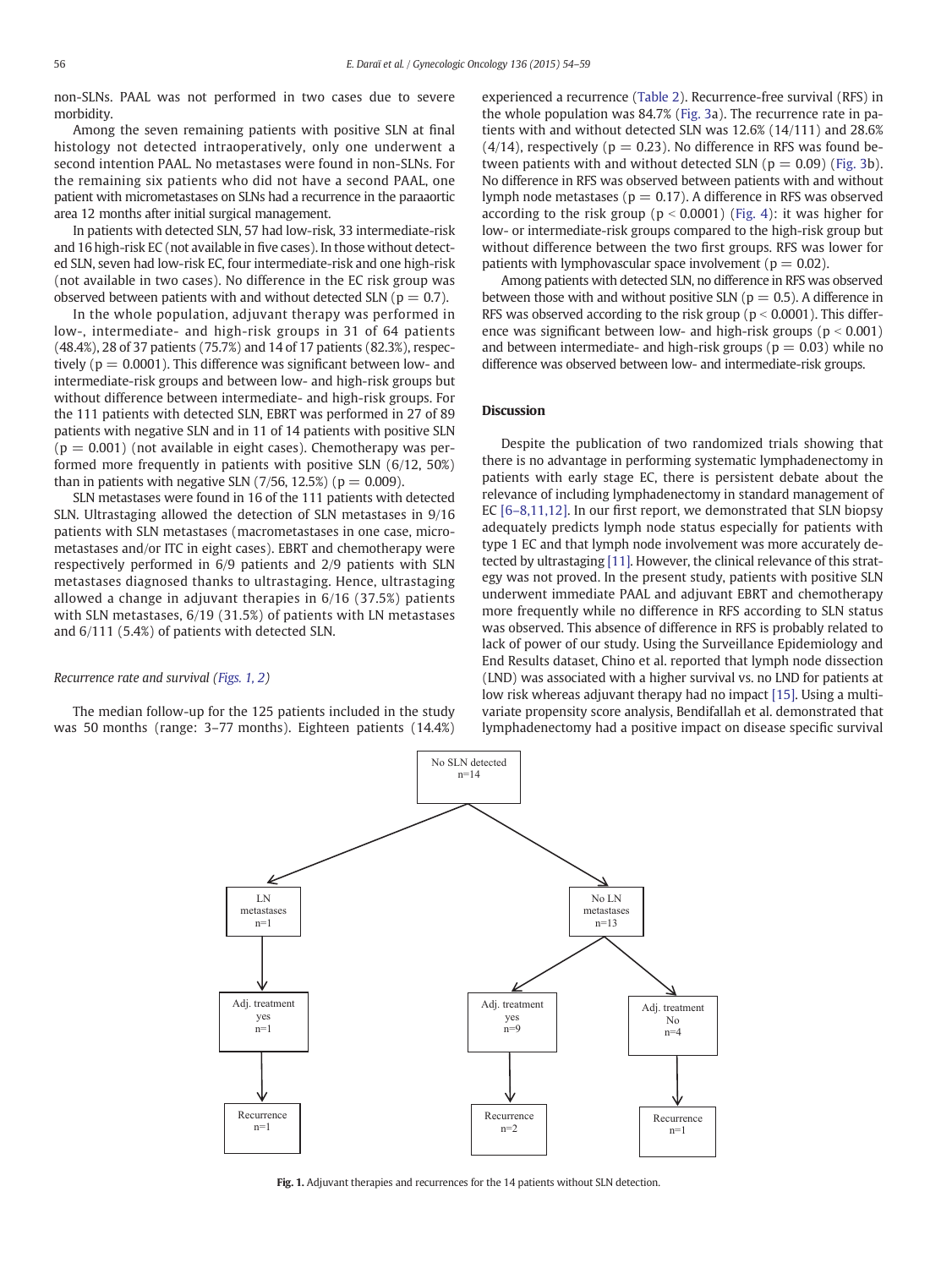non-SLNs. PAAL was not performed in two cases due to severe morbidity.

Among the seven remaining patients with positive SLN at final histology not detected intraoperatively, only one underwent a second intention PAAL. No metastases were found in non-SLNs. For the remaining six patients who did not have a second PAAL, one patient with micrometastases on SLNs had a recurrence in the paraaortic area 12 months after initial surgical management.

In patients with detected SLN, 57 had low-risk, 33 intermediate-risk and 16 high-risk EC (not available in five cases). In those without detected SLN, seven had low-risk EC, four intermediate-risk and one high-risk (not available in two cases). No difference in the EC risk group was observed between patients with and without detected SLN ($p = 0.7$).

In the whole population, adjuvant therapy was performed in low-, intermediate- and high-risk groups in 31 of 64 patients (48.4%), 28 of 37 patients (75.7%) and 14 of 17 patients (82.3%), respectively ($p = 0.0001$). This difference was significant between low- and intermediate-risk groups and between low- and high-risk groups but without difference between intermediate- and high-risk groups. For the 111 patients with detected SLN, EBRT was performed in 27 of 89 patients with negative SLN and in 11 of 14 patients with positive SLN ($p = 0.001$) (not available in eight cases). Chemotherapy was performed more frequently in patients with positive SLN (6/12, 50%) than in patients with negative SLN (7/56, 12.5%) ($p = 0.009$).

SLN metastases were found in 16 of the 111 patients with detected SLN. Ultrastaging allowed the detection of SLN metastases in 9/16 patients with SLN metastases (macrometastases in one case, micrometastases and/or ITC in eight cases). EBRT and chemotherapy were respectively performed in 6/9 patients and 2/9 patients with SLN metastases diagnosed thanks to ultrastaging. Hence, ultrastaging allowed a change in adjuvant therapies in 6/16 (37.5%) patients with SLN metastases, 6/19 (31.5%) of patients with LN metastases and 6/111 (5.4%) of patients with detected SLN.

### *Recurrence rate and survival (Figs. 1, 2)*

The median follow-up for the 125 patients included in the study was 50 months (range: 3–77 months). Eighteen patients (14.4%) experienced a recurrence (Table 2). Recurrence-free survival (RFS) in the whole population was 84.7% (Fig. 3a). The recurrence rate in patients with and without detected SLN was 12.6% (14/111) and 28.6% (4/14), respectively ($p = 0.23$). No difference in RFS was found between patients with and without detected SLN ($p = 0.09$) (Fig. 3b). No difference in RFS was observed between patients with and without lymph node metastases ($p = 0.17$). A difference in RFS was observed according to the risk group ($p < 0.0001$) (Fig. 4): it was higher for low- or intermediate-risk groups compared to the high-risk group but without difference between the two first groups. RFS was lower for patients with lymphovascular space involvement ($p = 0.02$).

Among patients with detected SLN, no difference in RFS was observed between those with and without positive SLN ($p = 0.5$). A difference in RFS was observed according to the risk group ($p < 0.0001$). This difference was significant between low- and high-risk groups ($p < 0.001$) and between intermediate- and high-risk groups ($p = 0.03$) while no difference was observed between low- and intermediate-risk groups.

## Discussion

Despite the publication of two randomized trials showing that there is no advantage in performing systematic lymphadenectomy in patients with early stage EC, there is persistent debate about the relevance of including lymphadenectomy in standard management of EC [6–8,11,12]. In our first report, we demonstrated that SLN biopsy adequately predicts lymph node status especially for patients with type 1 EC and that lymph node involvement was more accurately detected by ultrastaging [11]. However, the clinical relevance of this strategy was not proved. In the present study, patients with positive SLN underwent immediate PAAL and adjuvant EBRT and chemotherapy more frequently while no difference in RFS according to SLN status was observed. This absence of difference in RFS is probably related to lack of power of our study. Using the Surveillance Epidemiology and End Results dataset, Chino et al. reported that lymph node dissection (LND) was associated with a higher survival vs. no LND for patients at low risk whereas adjuvant therapy had no impact [15]. Using a multivariate propensity score analysis, Bendifallah et al. demonstrated that lymphadenectomy had a positive impact on disease specific survival

No SLN detected n=14
- LN metastases n=1 → Adj. treatment yes n=1 → Recurrence n=1
- No LN metastases n=13
  - Adj. treatment yes n=9 → Recurrence n=2
  - Adj. treatment No n=4 → Recurrence n=1

**Fig. 1.** Adjuvant therapies and recurrences for the 14 patients without SLN detection.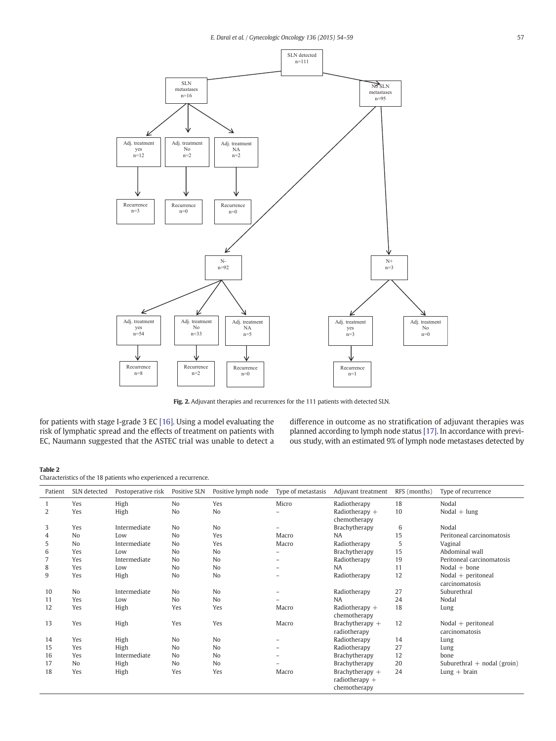SLN detected
n=111

SLN metastases
n=16

No SLN metastases
n=95

Adj. treatment yes
n=12

Adj. treatment No
n=2

Adj. treatment NA
n=2

Recurrence
n=3

Recurrence
n=0

Recurrence
n=0

N-
n=92

N+
n=3

Adj. treatment yes
n=54

Adj. treatment No
n=33

Adj. treatment NA
n=5

Adj. treatment yes
n=3

Adj. treatment No
n=0

Recurrence
n=8

Recurrence
n=2

Recurrence
n=0

Recurrence
n=1

**Fig. 2.** Adjuvant therapies and recurrences for the 111 patients with detected SLN.

for patients with stage I-grade 3 EC [16]. Using a model evaluating the risk of lymphatic spread and the effects of treatment on patients with EC, Naumann suggested that the ASTEC trial was unable to detect a difference in outcome as no stratification of adjuvant therapies was planned according to lymph node status [17]. In accordance with previous study, with an estimated 9% of lymph node metastases detected by

**Table 2**
Characteristics of the 18 patients who experienced a recurrence.

| Patient | SLN detected | Postoperative risk | Positive SLN | Positive lymph node | Type of metastasis | Adjuvant treatment | RFS (months) | Type of recurrence |
|---|---|---|---|---|---|---|---|---|
| 1 | Yes | High | No | Yes | Micro | Radiotherapy | 18 | Nodal |
| 2 | Yes | High | No | No | – | Radiotherapy + chemotherapy | 10 | Nodal + lung |
| 3 | Yes | Intermediate | No | No | – | Brachytherapy | 6 | Nodal |
| 4 | No | Low | No | Yes | Macro | NA | 15 | Peritoneal carcinomatosis |
| 5 | No | Intermediate | No | Yes | Macro | Radiotherapy | 5 | Vaginal |
| 6 | Yes | Low | No | No | – | Brachytherapy | 15 | Abdominal wall |
| 7 | Yes | Intermediate | No | No | – | Radiotherapy | 19 | Peritoneal carcinomatosis |
| 8 | Yes | Low | No | No | – | NA | 11 | Nodal + bone |
| 9 | Yes | High | No | No | – | Radiotherapy | 12 | Nodal + peritoneal carcinomatosis |
| 10 | No | Intermediate | No | No | – | Radiotherapy | 27 | Suburethral |
| 11 | Yes | Low | No | No | – | NA | 24 | Nodal |
| 12 | Yes | High | Yes | Yes | Macro | Radiotherapy + chemotherapy | 18 | Lung |
| 13 | Yes | High | Yes | Yes | Macro | Brachytherapy + radiotherapy | 12 | Nodal + peritoneal carcinomatosis |
| 14 | Yes | High | No | No | – | Radiotherapy | 14 | Lung |
| 15 | Yes | High | No | No | – | Radiotherapy | 27 | Lung |
| 16 | Yes | Intermediate | No | No | – | Brachytherapy | 12 | bone |
| 17 | No | High | No | No | – | Brachytherapy | 20 | Suburethral + nodal (groin) |
| 18 | Yes | High | Yes | Yes | Macro | Brachytherapy + radiotherapy + chemotherapy | 24 | Lung + brain |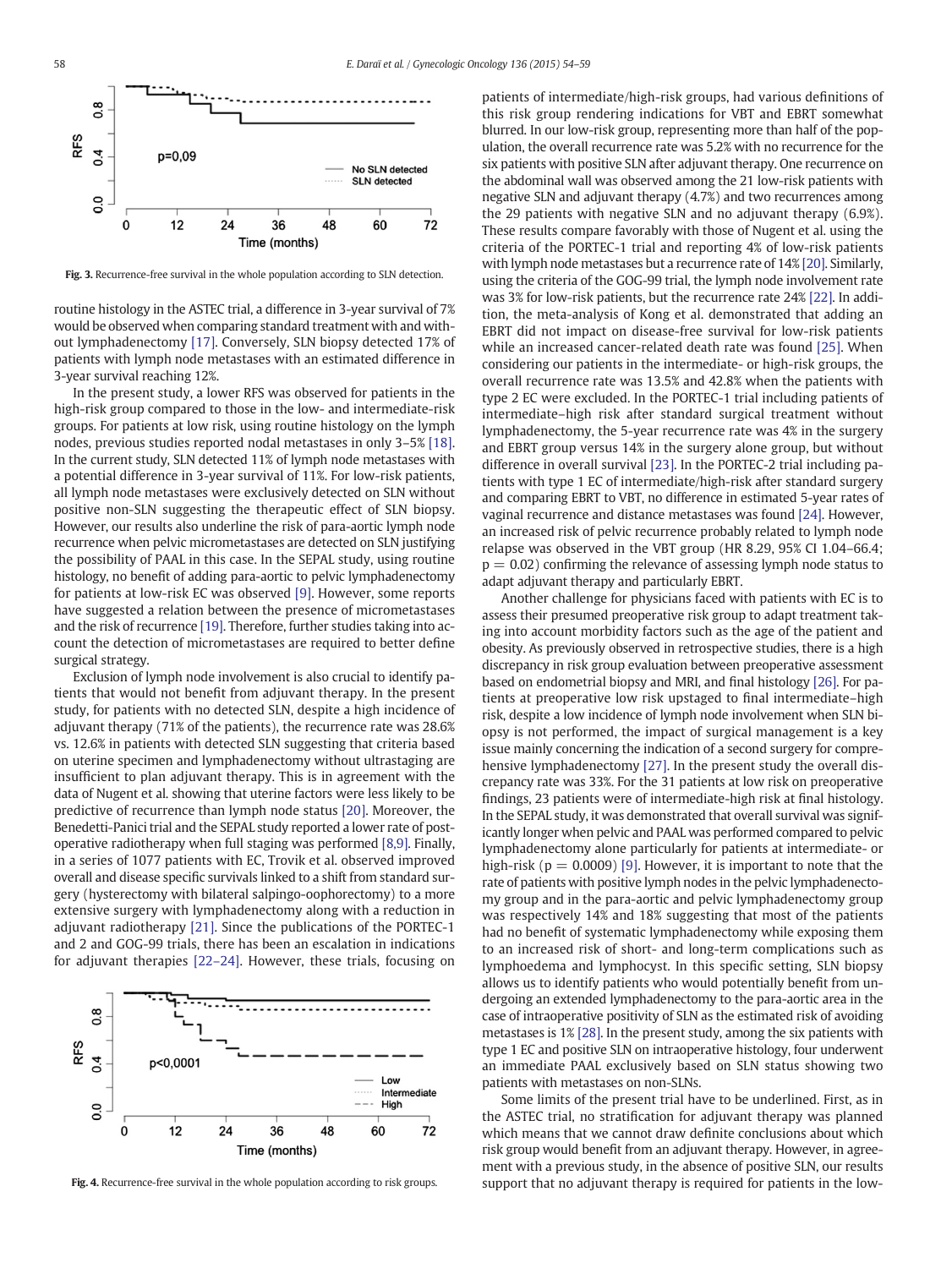Fig. 3. Recurrence-free survival in the whole population according to SLN detection.

routine histology in the ASTEC trial, a difference in 3-year survival of 7% would be observed when comparing standard treatment with and without lymphadenectomy [17]. Conversely, SLN biopsy detected 17% of patients with lymph node metastases with an estimated difference in 3-year survival reaching 12%.

In the present study, a lower RFS was observed for patients in the high-risk group compared to those in the low- and intermediate-risk groups. For patients at low risk, using routine histology on the lymph nodes, previous studies reported nodal metastases in only 3–5% [18]. In the current study, SLN detected 11% of lymph node metastases with a potential difference in 3-year survival of 11%. For low-risk patients, all lymph node metastases were exclusively detected on SLN without positive non-SLN suggesting the therapeutic effect of SLN biopsy. However, our results also underline the risk of para-aortic lymph node recurrence when pelvic micrometastases are detected on SLN justifying the possibility of PAAL in this case. In the SEPAL study, using routine histology, no benefit of adding para-aortic to pelvic lymphadenectomy for patients at low-risk EC was observed [9]. However, some reports have suggested a relation between the presence of micrometastases and the risk of recurrence [19]. Therefore, further studies taking into account the detection of micrometastases are required to better define surgical strategy.

Exclusion of lymph node involvement is also crucial to identify patients that would not benefit from adjuvant therapy. In the present study, for patients with no detected SLN, despite a high incidence of adjuvant therapy (71% of the patients), the recurrence rate was 28.6% vs. 12.6% in patients with detected SLN suggesting that criteria based on uterine specimen and lymphadenectomy without ultrastaging are insufficient to plan adjuvant therapy. This is in agreement with the data of Nugent et al. showing that uterine factors were less likely to be predictive of recurrence than lymph node status [20]. Moreover, the Benedetti-Panici trial and the SEPAL study reported a lower rate of postoperative radiotherapy when full staging was performed [8,9]. Finally, in a series of 1077 patients with EC, Trovik et al. observed improved overall and disease specific survivals linked to a shift from standard surgery (hysterectomy with bilateral salpingo-oophorectomy) to a more extensive surgery with lymphadenectomy along with a reduction in adjuvant radiotherapy [21]. Since the publications of the PORTEC-1 and 2 and GOG-99 trials, there has been an escalation in indications for adjuvant therapies [22–24]. However, these trials, focusing on patients of intermediate/high-risk groups, had various definitions of this risk group rendering indications for VBT and EBRT somewhat blurred. In our low-risk group, representing more than half of the population, the overall recurrence rate was 5.2% with no recurrence for the six patients with positive SLN after adjuvant therapy. One recurrence on the abdominal wall was observed among the 21 low-risk patients with negative SLN and adjuvant therapy (4.7%) and two recurrences among the 29 patients with negative SLN and no adjuvant therapy (6.9%). These results compare favorably with those of Nugent et al. using the criteria of the PORTEC-1 trial and reporting 4% of low-risk patients with lymph node metastases but a recurrence rate of 14% [20]. Similarly, using the criteria of the GOG-99 trial, the lymph node involvement rate was 3% for low-risk patients, but the recurrence rate 24% [22]. In addition, the meta-analysis of Kong et al. demonstrated that adding an EBRT did not impact on disease-free survival for low-risk patients while an increased cancer-related death rate was found [25]. When considering our patients in the intermediate- or high-risk groups, the overall recurrence rate was 13.5% and 42.8% when the patients with type 2 EC were excluded. In the PORTEC-1 trial including patients of intermediate–high risk after standard surgical treatment without lymphadenectomy, the 5-year recurrence rate was 4% in the surgery and EBRT group versus 14% in the surgery alone group, but without difference in overall survival [23]. In the PORTEC-2 trial including patients with type 1 EC of intermediate/high-risk after standard surgery and comparing EBRT to VBT, no difference in estimated 5-year rates of vaginal recurrence and distance metastases was found [24]. However, an increased risk of pelvic recurrence probably related to lymph node relapse was observed in the VBT group (HR 8.29, 95% CI 1.04–66.4; $p = 0.02$) confirming the relevance of assessing lymph node status to adapt adjuvant therapy and particularly EBRT.

Another challenge for physicians faced with patients with EC is to assess their presumed preoperative risk group to adapt treatment taking into account morbidity factors such as the age of the patient and obesity. As previously observed in retrospective studies, there is a high discrepancy in risk group evaluation between preoperative assessment based on endometrial biopsy and MRI, and final histology [26]. For patients at preoperative low risk upstaged to final intermediate–high risk, despite a low incidence of lymph node involvement when SLN biopsy is not performed, the impact of surgical management is a key issue mainly concerning the indication of a second surgery for comprehensive lymphadenectomy [27]. In the present study the overall discrepancy rate was 33%. For the 31 patients at low risk on preoperative findings, 23 patients were of intermediate-high risk at final histology. In the SEPAL study, it was demonstrated that overall survival was significantly longer when pelvic and PAAL was performed compared to pelvic lymphadenectomy alone particularly for patients at intermediate- or high-risk ($p = 0.0009$) [9]. However, it is important to note that the rate of patients with positive lymph nodes in the pelvic lymphadenectomy group and in the para-aortic and pelvic lymphadenectomy group was respectively 14% and 18% suggesting that most of the patients had no benefit of systematic lymphadenectomy while exposing them to an increased risk of short- and long-term complications such as lymphoedema and lymphocyst. In this specific setting, SLN biopsy allows us to identify patients who would potentially benefit from undergoing an extended lymphadenectomy to the para-aortic area in the case of intraoperative positivity of SLN as the estimated risk of avoiding metastases is 1% [28]. In the present study, among the six patients with type 1 EC and positive SLN on intraoperative histology, four underwent an immediate PAAL exclusively based on SLN status showing two patients with metastases on non-SLNs.

Some limits of the present trial have to be underlined. First, as in the ASTEC trial, no stratification for adjuvant therapy was planned which means that we cannot draw definite conclusions about which risk group would benefit from an adjuvant therapy. However, in agreement with a previous study, in the absence of positive SLN, our results support that no adjuvant therapy is required for patients in the low-

Fig. 4. Recurrence-free survival in the whole population according to risk groups.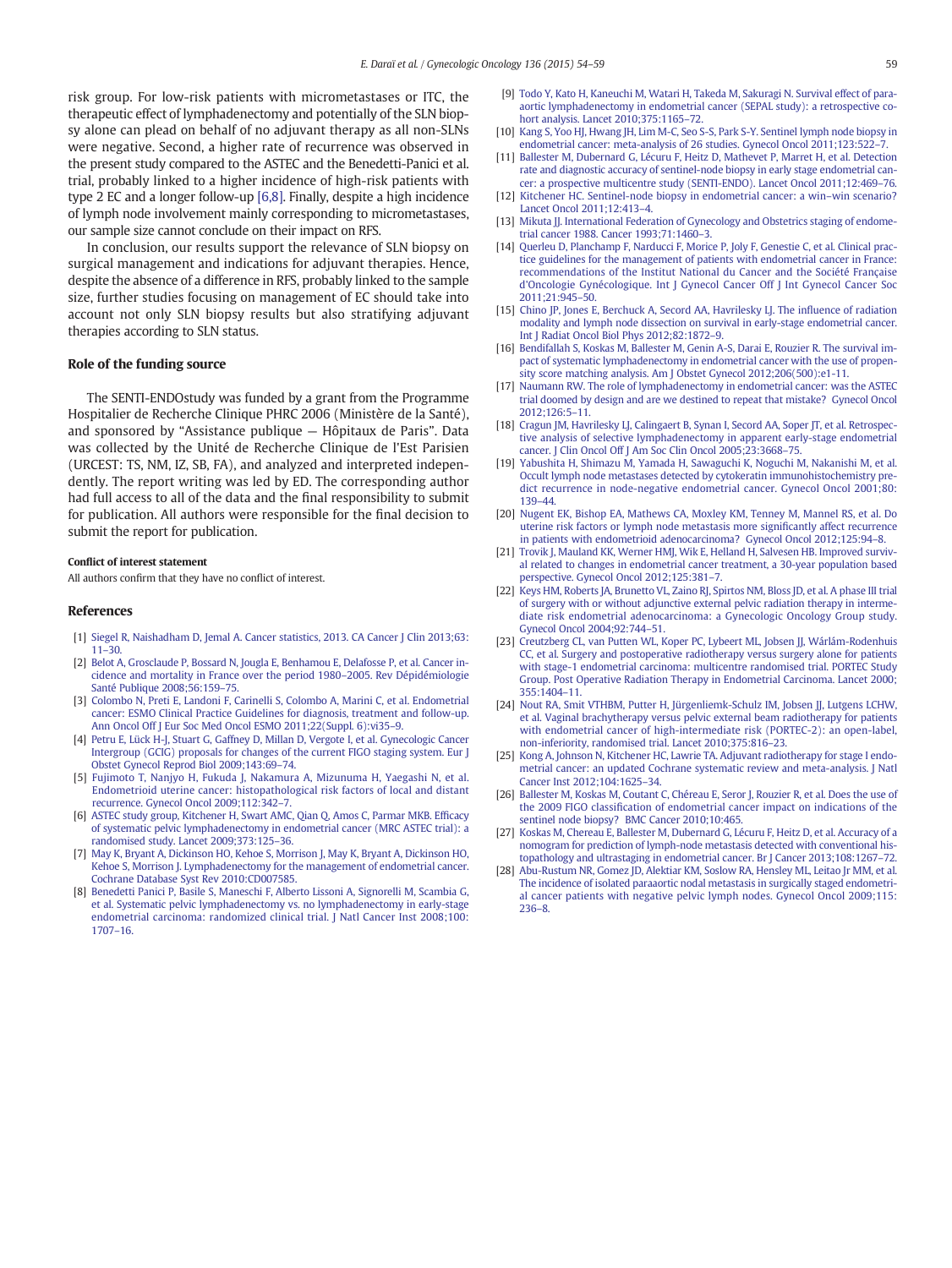risk group. For low-risk patients with micrometastases or ITC, the therapeutic effect of lymphadenectomy and potentially of the SLN biopsy alone can plead on behalf of no adjuvant therapy as all non-SLNs were negative. Second, a higher rate of recurrence was observed in the present study compared to the ASTEC and the Benedetti-Panici et al. trial, probably linked to a higher incidence of high-risk patients with type 2 EC and a longer follow-up [6,8]. Finally, despite a high incidence of lymph node involvement mainly corresponding to micrometastases, our sample size cannot conclude on their impact on RFS.

In conclusion, our results support the relevance of SLN biopsy on surgical management and indications for adjuvant therapies. Hence, despite the absence of a difference in RFS, probably linked to the sample size, further studies focusing on management of EC should take into account not only SLN biopsy results but also stratifying adjuvant therapies according to SLN status.

## Role of the funding source

The SENTI-ENDOstudy was funded by a grant from the Programme Hospitalier de Recherche Clinique PHRC 2006 (Ministère de la Santé), and sponsored by "Assistance publique — Hôpitaux de Paris". Data was collected by the Unité de Recherche Clinique de l'Est Parisien (URCEST: TS, NM, IZ, SB, FA), and analyzed and interpreted independently. The report writing was led by ED. The corresponding author had full access to all of the data and the final responsibility to submit for publication. All authors were responsible for the final decision to submit the report for publication.

### Conflict of interest statement

All authors confirm that they have no conflict of interest.

## References

[1] Siegel R, Naishadham D, Jemal A. Cancer statistics, 2013. CA Cancer J Clin 2013;63: 11–30.

[2] Belot A, Grosclaude P, Bossard N, Jougla E, Benhamou E, Delafosse P, et al. Cancer incidence and mortality in France over the period 1980–2005. Rev Dépidémiologie Santé Publique 2008;56:159–75.

[3] Colombo N, Preti E, Landoni F, Carinelli S, Colombo A, Marini C, et al. Endometrial cancer: ESMO Clinical Practice Guidelines for diagnosis, treatment and follow-up. Ann Oncol Off J Eur Soc Med Oncol ESMO 2011;22(Suppl. 6):vi35–9.

[4] Petru E, Lück H-J, Stuart G, Gaffney D, Millan D, Vergote I, et al. Gynecologic Cancer Intergroup (GCIG) proposals for changes of the current FIGO staging system. Eur J Obstet Gynecol Reprod Biol 2009;143:69–74.

[5] Fujimoto T, Nanjyo H, Fukuda J, Nakamura A, Mizunuma H, Yaegashi N, et al. Endometrioid uterine cancer: histopathological risk factors of local and distant recurrence. Gynecol Oncol 2009;112:342–7.

[6] ASTEC study group, Kitchener H, Swart AMC, Qian Q, Amos C, Parmar MKB. Efficacy of systematic pelvic lymphadenectomy in endometrial cancer (MRC ASTEC trial): a randomised study. Lancet 2009;373:125–36.

[7] May K, Bryant A, Dickinson HO, Kehoe S, Morrison J, May K, Bryant A, Dickinson HO, Kehoe S, Morrison J. Lymphadenectomy for the management of endometrial cancer. Cochrane Database Syst Rev 2010:CD007585.

[8] Benedetti Panici P, Basile S, Maneschi F, Alberto Lissoni A, Signorelli M, Scambia G, et al. Systematic pelvic lymphadenectomy vs. no lymphadenectomy in early-stage endometrial carcinoma: randomized clinical trial. J Natl Cancer Inst 2008;100: 1707–16.

[9] Todo Y, Kato H, Kaneuchi M, Watari H, Takeda M, Sakuragi N. Survival effect of para-aortic lymphadenectomy in endometrial cancer (SEPAL study): a retrospective cohort analysis. Lancet 2010;375:1165–72.

[10] Kang S, Yoo HJ, Hwang JH, Lim M-C, Seo S-S, Park S-Y. Sentinel lymph node biopsy in endometrial cancer: meta-analysis of 26 studies. Gynecol Oncol 2011;123:522–7.

[11] Ballester M, Dubernard G, Lécuru F, Heitz D, Mathevet P, Marret H, et al. Detection rate and diagnostic accuracy of sentinel-node biopsy in early stage endometrial cancer: a prospective multicentre study (SENTI-ENDO). Lancet Oncol 2011;12:469–76.

[12] Kitchener HC. Sentinel-node biopsy in endometrial cancer: a win–win scenario? Lancet Oncol 2011;12:413–4.

[13] Mikuta JJ. International Federation of Gynecology and Obstetrics staging of endometrial cancer 1988. Cancer 1993;71:1460–3.

[14] Querleu D, Planchamp F, Narducci F, Morice P, Joly F, Genestie C, et al. Clinical practice guidelines for the management of patients with endometrial cancer in France: recommendations of the Institut National du Cancer and the Société Française d'Oncologie Gynécologique. Int J Gynecol Cancer Off J Int Gynecol Cancer Soc 2011;21:945–50.

[15] Chino JP, Jones E, Berchuck A, Secord AA, Havrilesky LJ. The influence of radiation modality and lymph node dissection on survival in early-stage endometrial cancer. Int J Radiat Oncol Biol Phys 2012;82:1872–9.

[16] Bendifallah S, Koskas M, Ballester M, Genin A-S, Darai E, Rouzier R. The survival impact of systematic lymphadenectomy in endometrial cancer with the use of propensity score matching analysis. Am J Obstet Gynecol 2012;206(500):e1-11.

[17] Naumann RW. The role of lymphadenectomy in endometrial cancer: was the ASTEC trial doomed by design and are we destined to repeat that mistake? Gynecol Oncol 2012;126:5–11.

[18] Cragun JM, Havrilesky LJ, Calingaert B, Synan I, Secord AA, Soper JT, et al. Retrospective analysis of selective lymphadenectomy in apparent early-stage endometrial cancer. J Clin Oncol Off J Am Soc Clin Oncol 2005;23:3668–75.

[19] Yabushita H, Shimazu M, Yamada H, Sawaguchi K, Noguchi M, Nakanishi M, et al. Occult lymph node metastases detected by cytokeratin immunohistochemistry predict recurrence in node-negative endometrial cancer. Gynecol Oncol 2001;80: 139–44.

[20] Nugent EK, Bishop EA, Mathews CA, Moxley KM, Tenney M, Mannel RS, et al. Do uterine risk factors or lymph node metastasis more significantly affect recurrence in patients with endometrioid adenocarcinoma? Gynecol Oncol 2012;125:94–8.

[21] Trovik J, Mauland KK, Werner HMJ, Wik E, Helland H, Salvesen HB. Improved survival related to changes in endometrial cancer treatment, a 30-year population based perspective. Gynecol Oncol 2012;125:381–7.

[22] Keys HM, Roberts JA, Brunetto VL, Zaino RJ, Spirtos NM, Bloss JD, et al. A phase III trial of surgery with or without adjunctive external pelvic radiation therapy in intermediate risk endometrial adenocarcinoma: a Gynecologic Oncology Group study. Gynecol Oncol 2004;92:744–51.

[23] Creutzberg CL, van Putten WL, Koper PC, Lybeert ML, Jobsen JJ, Wárlám-Rodenhuis CC, et al. Surgery and postoperative radiotherapy versus surgery alone for patients with stage-1 endometrial carcinoma: multicentre randomised trial. PORTEC Study Group. Post Operative Radiation Therapy in Endometrial Carcinoma. Lancet 2000; 355:1404–11.

[24] Nout RA, Smit VTHBM, Putter H, Jürgenliemk-Schulz IM, Jobsen JJ, Lutgens LCHW, et al. Vaginal brachytherapy versus pelvic external beam radiotherapy for patients with endometrial cancer of high-intermediate risk (PORTEC-2): an open-label, non-inferiority, randomised trial. Lancet 2010;375:816–23.

[25] Kong A, Johnson N, Kitchener HC, Lawrie TA. Adjuvant radiotherapy for stage I endometrial cancer: an updated Cochrane systematic review and meta-analysis. J Natl Cancer Inst 2012;104:1625–34.

[26] Ballester M, Koskas M, Coutant C, Chéreau E, Seror J, Rouzier R, et al. Does the use of the 2009 FIGO classification of endometrial cancer impact on indications of the sentinel node biopsy? BMC Cancer 2010;10:465.

[27] Koskas M, Chereau E, Ballester M, Dubernard G, Lécuru F, Heitz D, et al. Accuracy of a nomogram for prediction of lymph-node metastasis detected with conventional histopathology and ultrastaging in endometrial cancer. Br J Cancer 2013;108:1267–72.

[28] Abu-Rustum NR, Gomez JD, Alektiar KM, Soslow RA, Hensley ML, Leitao Jr MM, et al. The incidence of isolated paraaortic nodal metastasis in surgically staged endometrial cancer patients with negative pelvic lymph nodes. Gynecol Oncol 2009;115: 236–8.